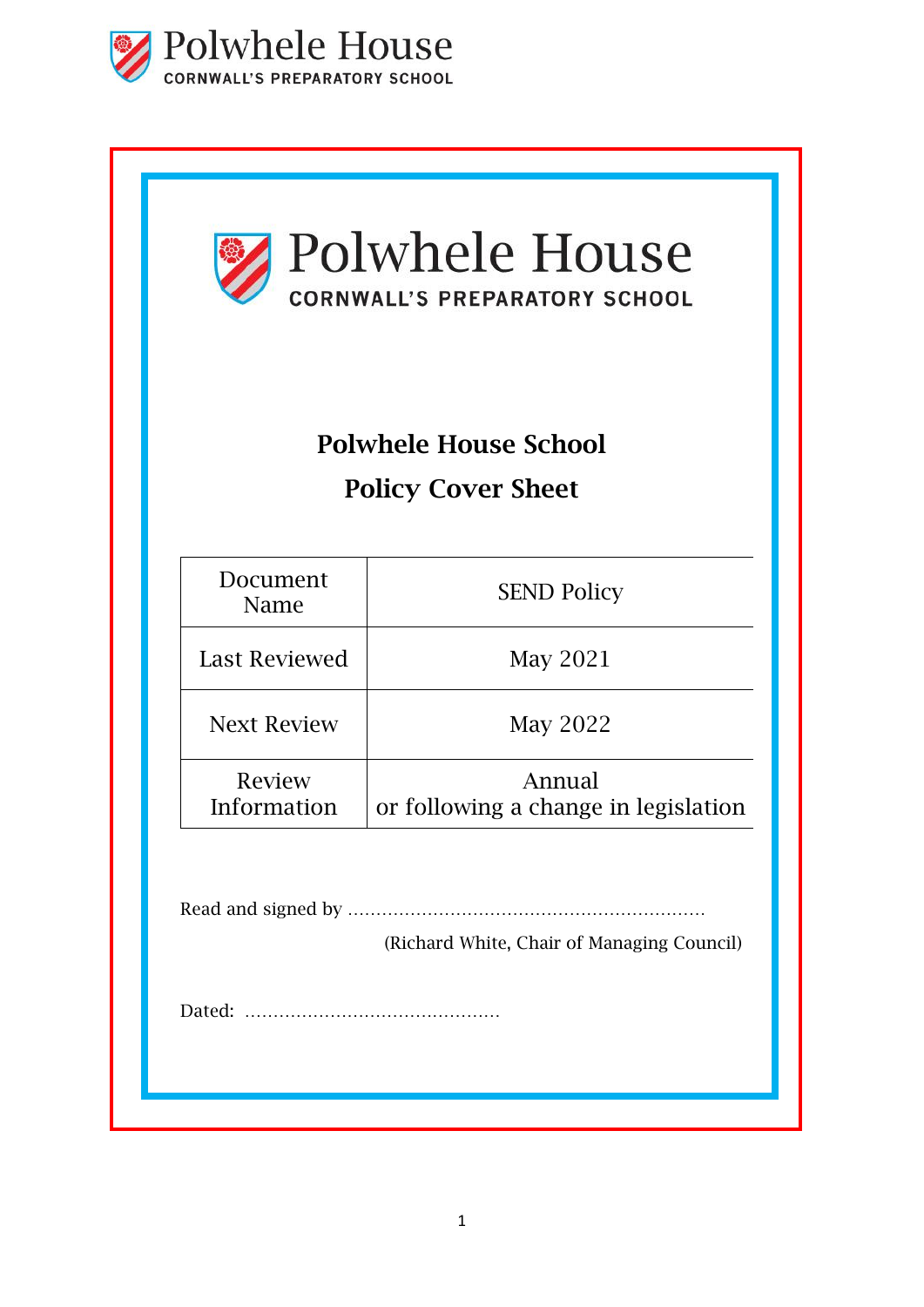Polwhele House
CORNWALL'S PREPARATORY SCHOOL

Polwhele House
CORNWALL'S PREPARATORY SCHOOL

## Polwhele House School

## Policy Cover Sheet

| Document Name | SEND Policy |
|---|---|
| Last Reviewed | May 2021 |
| Next Review | May 2022 |
| Review Information | Annual or following a change in legislation |

Read and signed by ..............................................................

(Richard White, Chair of Managing Council)

Dated: ............................................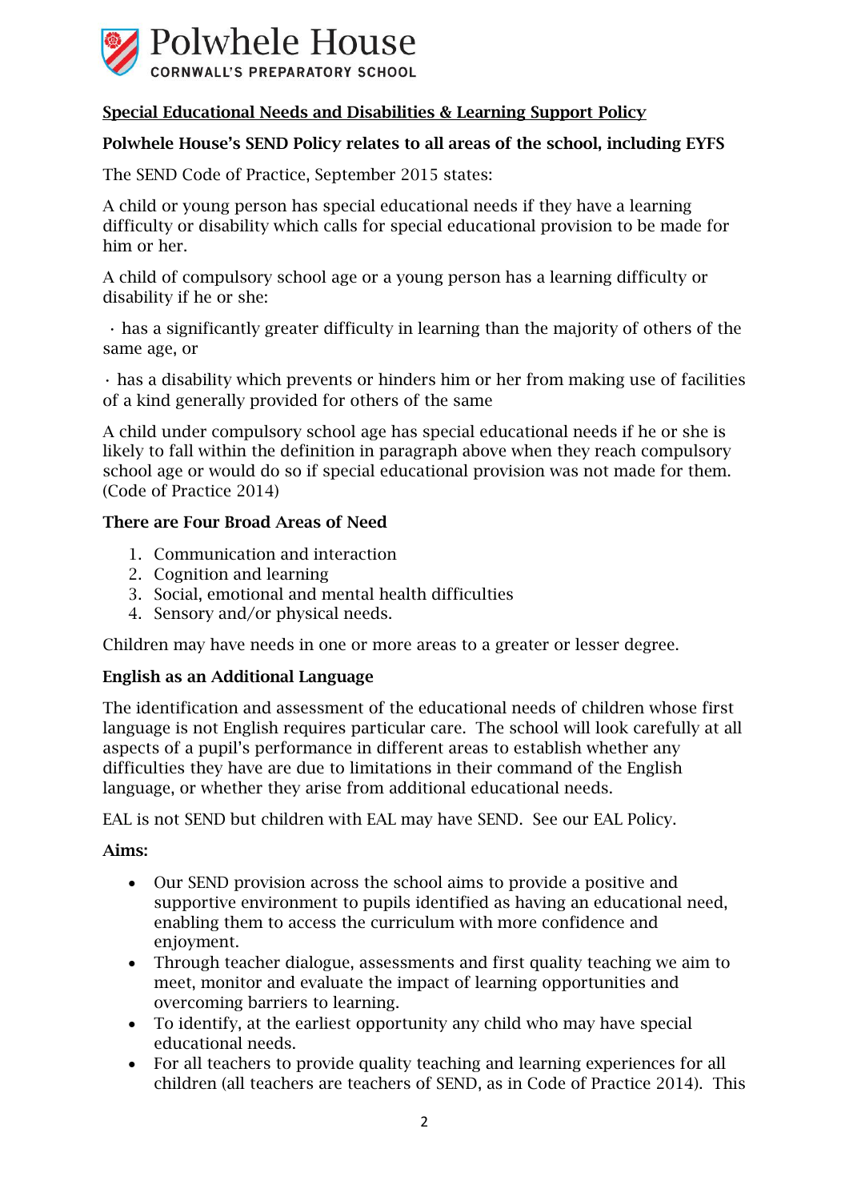Polwhele House
CORNWALL'S PREPARATORY SCHOOL

## Special Educational Needs and Disabilities & Learning Support Policy

**Polwhele House's SEND Policy relates to all areas of the school, including EYFS**

The SEND Code of Practice, September 2015 states:

A child or young person has special educational needs if they have a learning difficulty or disability which calls for special educational provision to be made for him or her.

A child of compulsory school age or a young person has a learning difficulty or disability if he or she:

· has a significantly greater difficulty in learning than the majority of others of the same age, or

· has a disability which prevents or hinders him or her from making use of facilities of a kind generally provided for others of the same

A child under compulsory school age has special educational needs if he or she is likely to fall within the definition in paragraph above when they reach compulsory school age or would do so if special educational provision was not made for them. (Code of Practice 2014)

**There are Four Broad Areas of Need**

1. Communication and interaction
2. Cognition and learning
3. Social, emotional and mental health difficulties
4. Sensory and/or physical needs.

Children may have needs in one or more areas to a greater or lesser degree.

**English as an Additional Language**

The identification and assessment of the educational needs of children whose first language is not English requires particular care. The school will look carefully at all aspects of a pupil's performance in different areas to establish whether any difficulties they have are due to limitations in their command of the English language, or whether they arise from additional educational needs.

EAL is not SEND but children with EAL may have SEND. See our EAL Policy.

**Aims:**

- Our SEND provision across the school aims to provide a positive and supportive environment to pupils identified as having an educational need, enabling them to access the curriculum with more confidence and enjoyment.
- Through teacher dialogue, assessments and first quality teaching we aim to meet, monitor and evaluate the impact of learning opportunities and overcoming barriers to learning.
- To identify, at the earliest opportunity any child who may have special educational needs.
- For all teachers to provide quality teaching and learning experiences for all children (all teachers are teachers of SEND, as in Code of Practice 2014). This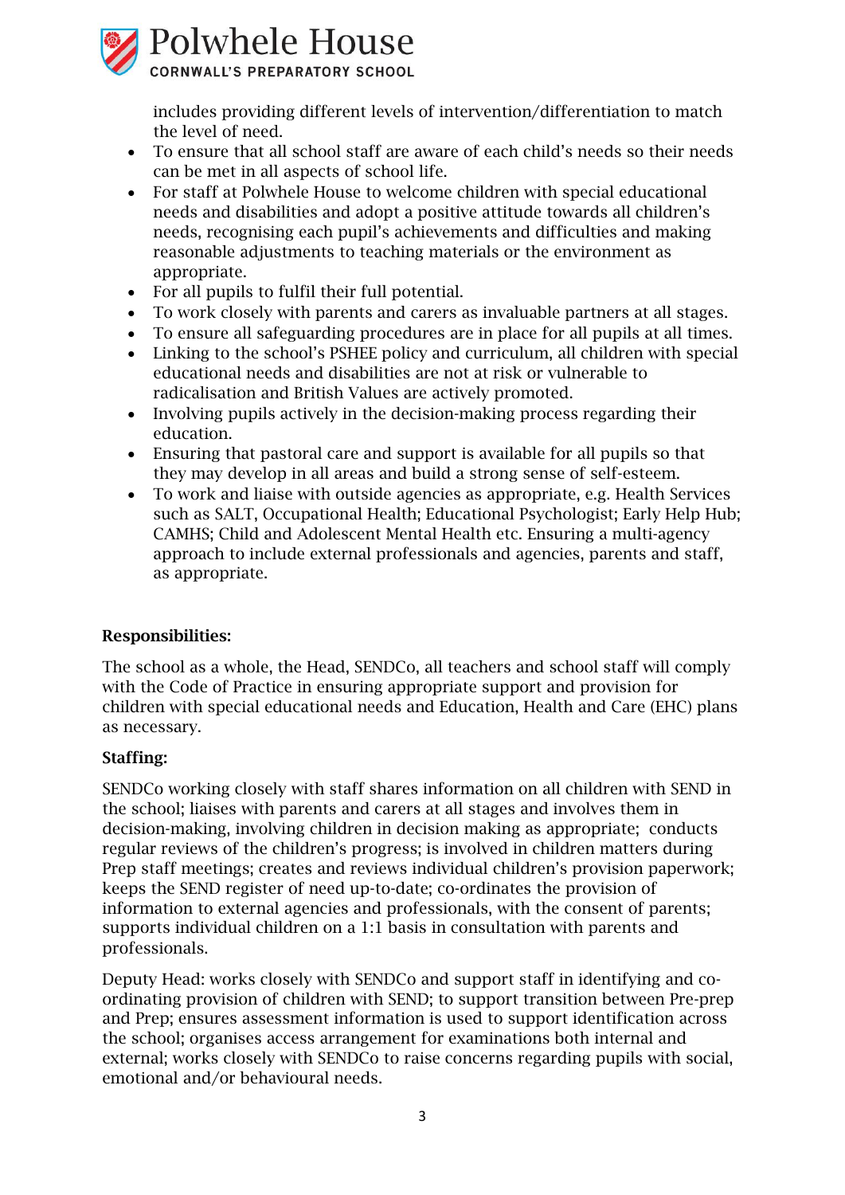includes providing different levels of intervention/differentiation to match the level of need.

- To ensure that all school staff are aware of each child's needs so their needs can be met in all aspects of school life.
- For staff at Polwhele House to welcome children with special educational needs and disabilities and adopt a positive attitude towards all children's needs, recognising each pupil's achievements and difficulties and making reasonable adjustments to teaching materials or the environment as appropriate.
- For all pupils to fulfil their full potential.
- To work closely with parents and carers as invaluable partners at all stages.
- To ensure all safeguarding procedures are in place for all pupils at all times.
- Linking to the school's PSHEE policy and curriculum, all children with special educational needs and disabilities are not at risk or vulnerable to radicalisation and British Values are actively promoted.
- Involving pupils actively in the decision-making process regarding their education.
- Ensuring that pastoral care and support is available for all pupils so that they may develop in all areas and build a strong sense of self-esteem.
- To work and liaise with outside agencies as appropriate, e.g. Health Services such as SALT, Occupational Health; Educational Psychologist; Early Help Hub; CAMHS; Child and Adolescent Mental Health etc. Ensuring a multi-agency approach to include external professionals and agencies, parents and staff, as appropriate.

**Responsibilities:**

The school as a whole, the Head, SENDCo, all teachers and school staff will comply with the Code of Practice in ensuring appropriate support and provision for children with special educational needs and Education, Health and Care (EHC) plans as necessary.

**Staffing:**

SENDCo working closely with staff shares information on all children with SEND in the school; liaises with parents and carers at all stages and involves them in decision-making, involving children in decision making as appropriate; conducts regular reviews of the children's progress; is involved in children matters during Prep staff meetings; creates and reviews individual children's provision paperwork; keeps the SEND register of need up-to-date; co-ordinates the provision of information to external agencies and professionals, with the consent of parents; supports individual children on a 1:1 basis in consultation with parents and professionals.

Deputy Head: works closely with SENDCo and support staff in identifying and co-ordinating provision of children with SEND; to support transition between Pre-prep and Prep; ensures assessment information is used to support identification across the school; organises access arrangement for examinations both internal and external; works closely with SENDCo to raise concerns regarding pupils with social, emotional and/or behavioural needs.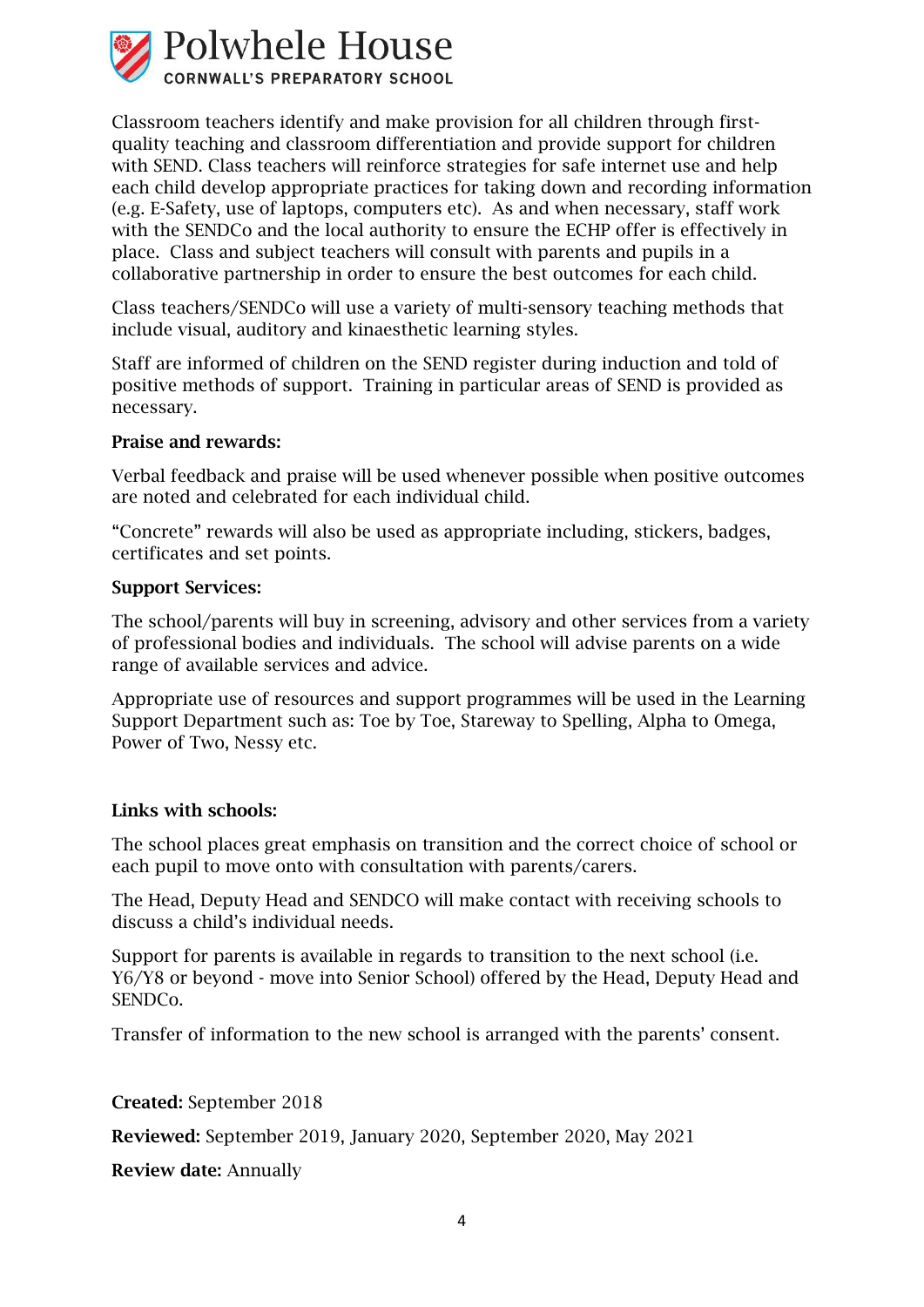Classroom teachers identify and make provision for all children through first-quality teaching and classroom differentiation and provide support for children with SEND. Class teachers will reinforce strategies for safe internet use and help each child develop appropriate practices for taking down and recording information (e.g. E-Safety, use of laptops, computers etc). As and when necessary, staff work with the SENDCo and the local authority to ensure the ECHP offer is effectively in place. Class and subject teachers will consult with parents and pupils in a collaborative partnership in order to ensure the best outcomes for each child.

Class teachers/SENDCo will use a variety of multi-sensory teaching methods that include visual, auditory and kinaesthetic learning styles.

Staff are informed of children on the SEND register during induction and told of positive methods of support. Training in particular areas of SEND is provided as necessary.

**Praise and rewards:**

Verbal feedback and praise will be used whenever possible when positive outcomes are noted and celebrated for each individual child.

"Concrete" rewards will also be used as appropriate including, stickers, badges, certificates and set points.

**Support Services:**

The school/parents will buy in screening, advisory and other services from a variety of professional bodies and individuals. The school will advise parents on a wide range of available services and advice.

Appropriate use of resources and support programmes will be used in the Learning Support Department such as: Toe by Toe, Stareway to Spelling, Alpha to Omega, Power of Two, Nessy etc.

**Links with schools:**

The school places great emphasis on transition and the correct choice of school or each pupil to move onto with consultation with parents/carers.

The Head, Deputy Head and SENDCO will make contact with receiving schools to discuss a child's individual needs.

Support for parents is available in regards to transition to the next school (i.e. Y6/Y8 or beyond - move into Senior School) offered by the Head, Deputy Head and SENDCo.

Transfer of information to the new school is arranged with the parents' consent.

**Created:** September 2018

**Reviewed:** September 2019, January 2020, September 2020, May 2021

**Review date:** Annually